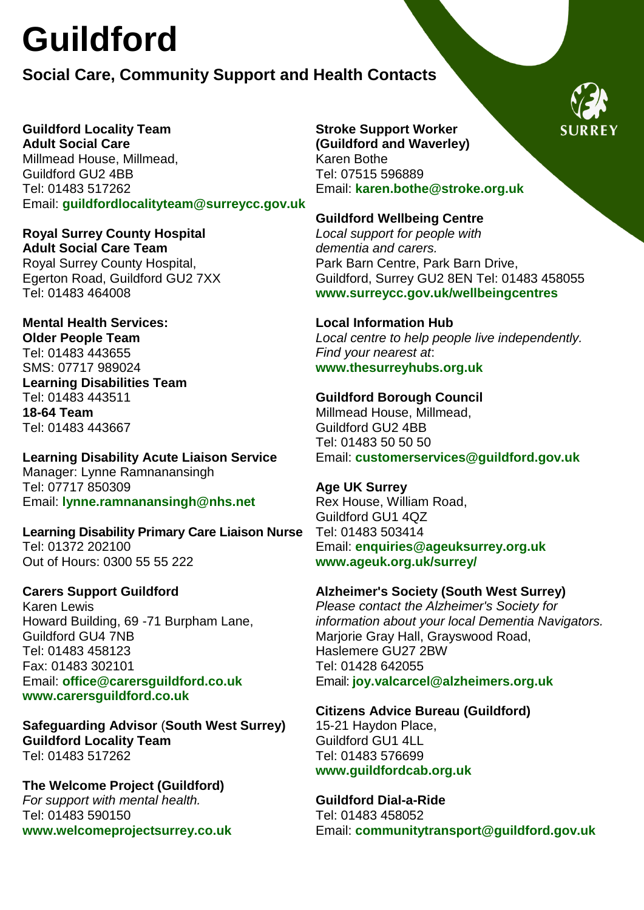# Guildford

## Social Care, Community Support and Health Contacts

**Guildford Locality Team**
**Adult Social Care**
Millmead House, Millmead,
Guildford GU2 4BB
Tel: 01483 517262
Email: **guildfordlocalityteam@surreycc.gov.uk**

**Royal Surrey County Hospital**
**Adult Social Care Team**
Royal Surrey County Hospital,
Egerton Road, Guildford GU2 7XX
Tel: 01483 464008

**Mental Health Services:**
**Older People Team**
Tel: 01483 443655
SMS: 07717 989024
**Learning Disabilities Team**
Tel: 01483 443511
**18-64 Team**
Tel: 01483 443667

**Learning Disability Acute Liaison Service**
Manager: Lynne Ramnanansingh
Tel: 07717 850309
Email: **lynne.ramnanansingh@nhs.net**

**Learning Disability Primary Care Liaison Nurse**
Tel: 01372 202100
Out of Hours: 0300 55 55 222

**Carers Support Guildford**
Karen Lewis
Howard Building, 69 -71 Burpham Lane,
Guildford GU4 7NB
Tel: 01483 458123
Fax: 01483 302101
Email: **office@carersguildford.co.uk**
**www.carersguildford.co.uk**

**Safeguarding Advisor** (**South West Surrey)**
**Guildford Locality Team**
Tel: 01483 517262

**The Welcome Project (Guildford)**
*For support with mental health.*
Tel: 01483 590150
**www.welcomeprojectsurrey.co.uk**

**Stroke Support Worker**
**(Guildford and Waverley)**
Karen Bothe
Tel: 07515 596889
Email: **karen.bothe@stroke.org.uk**

**Guildford Wellbeing Centre**
*Local support for people with dementia and carers.*
Park Barn Centre, Park Barn Drive,
Guildford, Surrey GU2 8EN Tel: 01483 458055
**www.surreycc.gov.uk/wellbeingcentres**

**Local Information Hub**
*Local centre to help people live independently. Find your nearest at*:
**www.thesurreyhubs.org.uk**

**Guildford Borough Council**
Millmead House, Millmead,
Guildford GU2 4BB
Tel: 01483 50 50 50
Email: **customerservices@guildford.gov.uk**

**Age UK Surrey**
Rex House, William Road,
Guildford GU1 4QZ
Tel: 01483 503414
Email: **enquiries@ageuksurrey.org.uk**
**www.ageuk.org.uk/surrey/**

**Alzheimer's Society (South West Surrey)**
*Please contact the Alzheimer's Society for information about your local Dementia Navigators.*
Marjorie Gray Hall, Grayswood Road,
Haslemere GU27 2BW
Tel: 01428 642055
Email: **joy.valcarcel@alzheimers.org.uk**

**Citizens Advice Bureau (Guildford)**
15-21 Haydon Place,
Guildford GU1 4LL
Tel: 01483 576699
**www.guildfordcab.org.uk**

**Guildford Dial-a-Ride**
Tel: 01483 458052
Email: **communitytransport@guildford.gov.uk**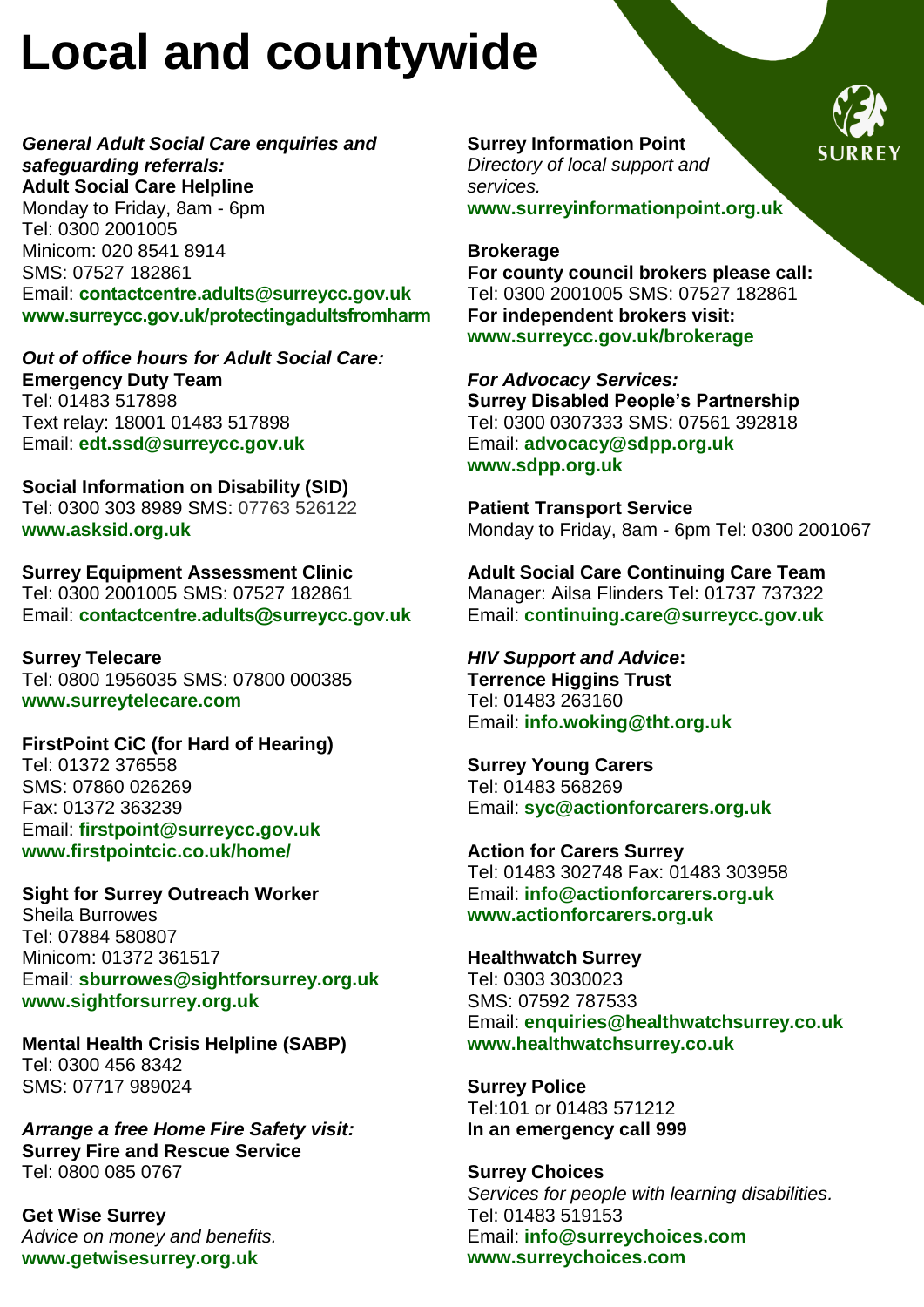# Local and countywide

***General Adult Social Care enquiries and safeguarding referrals:***
**Adult Social Care Helpline**
Monday to Friday, 8am - 6pm
Tel: 0300 2001005
Minicom: 020 8541 8914
SMS: 07527 182861
Email: **contactcentre.adults@surreycc.gov.uk**
**www.surreycc.gov.uk/protectingadultsfromharm**

***Out of office hours for Adult Social Care:***
**Emergency Duty Team**
Tel: 01483 517898
Text relay: 18001 01483 517898
Email: **edt.ssd@surreycc.gov.uk**

**Social Information on Disability (SID)**
Tel: 0300 303 8989 SMS: 07763 526122
**www.asksid.org.uk**

**Surrey Equipment Assessment Clinic**
Tel: 0300 2001005 SMS: 07527 182861
Email: **contactcentre.adults@surreycc.gov.uk**

**Surrey Telecare**
Tel: 0800 1956035 SMS: 07800 000385
**www.surreytelecare.com**

**FirstPoint CiC (for Hard of Hearing)**
Tel: 01372 376558
SMS: 07860 026269
Fax: 01372 363239
Email: **firstpoint@surreycc.gov.uk**
**www.firstpointcic.co.uk/home/**

**Sight for Surrey Outreach Worker**
Sheila Burrowes
Tel: 07884 580807
Minicom: 01372 361517
Email: **sburrowes@sightforsurrey.org.uk**
**www.sightforsurrey.org.uk**

**Mental Health Crisis Helpline (SABP)**
Tel: 0300 456 8342
SMS: 07717 989024

***Arrange a free Home Fire Safety visit:***
**Surrey Fire and Rescue Service**
Tel: 0800 085 0767

**Get Wise Surrey**
*Advice on money and benefits.*
**www.getwisesurrey.org.uk**

**Surrey Information Point**
*Directory of local support and services.*
**www.surreyinformationpoint.org.uk**

**Brokerage**
**For county council brokers please call:**
Tel: 0300 2001005 SMS: 07527 182861
**For independent brokers visit:**
**www.surreycc.gov.uk/brokerage**

***For Advocacy Services:***
**Surrey Disabled People's Partnership**
Tel: 0300 0307333 SMS: 07561 392818
Email: **advocacy@sdpp.org.uk**
**www.sdpp.org.uk**

**Patient Transport Service**
Monday to Friday, 8am - 6pm Tel: 0300 2001067

**Adult Social Care Continuing Care Team**
Manager: Ailsa Flinders Tel: 01737 737322
Email: **continuing.care@surreycc.gov.uk**

***HIV Support and Advice*:**
**Terrence Higgins Trust**
Tel: 01483 263160
Email: **info.woking@tht.org.uk**

**Surrey Young Carers**
Tel: 01483 568269
Email: **syc@actionforcarers.org.uk**

**Action for Carers Surrey**
Tel: 01483 302748 Fax: 01483 303958
Email: **info@actionforcarers.org.uk**
**www.actionforcarers.org.uk**

**Healthwatch Surrey**
Tel: 0303 3030023
SMS: 07592 787533
Email: **enquiries@healthwatchsurrey.co.uk**
**www.healthwatchsurrey.co.uk**

**Surrey Police**
Tel:101 or 01483 571212
**In an emergency call 999**

**Surrey Choices**
*Services for people with learning disabilities.*
Tel: 01483 519153
Email: **info@surreychoices.com**
**www.surreychoices.com**